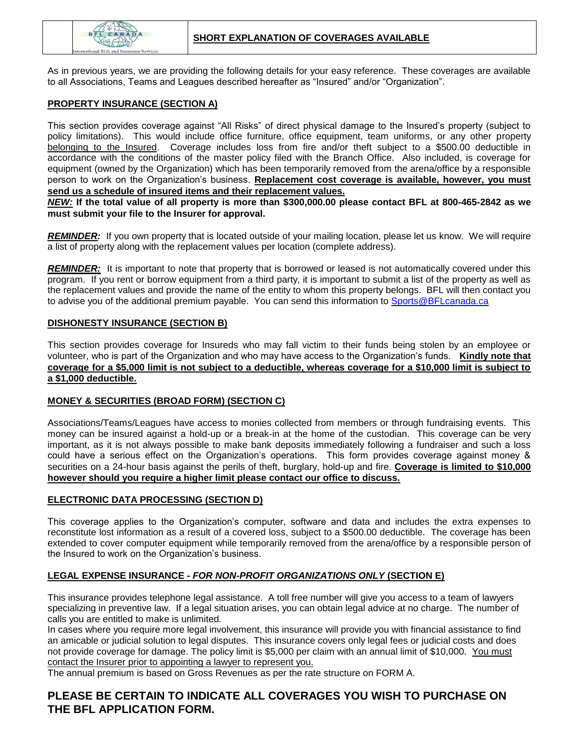## SHORT EXPLANATION OF COVERAGES AVAILABLE

As in previous years, we are providing the following details for your easy reference. These coverages are available to all Associations, Teams and Leagues described hereafter as "Insured" and/or "Organization".

### PROPERTY INSURANCE (SECTION A)

This section provides coverage against "All Risks" of direct physical damage to the Insured's property (subject to policy limitations). This would include office furniture, office equipment, team uniforms, or any other property belonging to the Insured. Coverage includes loss from fire and/or theft subject to a $500.00 deductible in accordance with the conditions of the master policy filed with the Branch Office. Also included, is coverage for equipment (owned by the Organization) which has been temporarily removed from the arena/office by a responsible person to work on the Organization's business. **Replacement cost coverage is available, however, you must send us a schedule of insured items and their replacement values.**

***NEW:*** **If the total value of all property is more than $300,000.00 please contact BFL at 800-465-2842 as we must submit your file to the Insurer for approval.**

***REMINDER:*** If you own property that is located outside of your mailing location, please let us know. We will require a list of property along with the replacement values per location (complete address).

***REMINDER:*** It is important to note that property that is borrowed or leased is not automatically covered under this program. If you rent or borrow equipment from a third party, it is important to submit a list of the property as well as the replacement values and provide the name of the entity to whom this property belongs. BFL will then contact you to advise you of the additional premium payable. You can send this information to Sports@BFLcanada.ca

### DISHONESTY INSURANCE (SECTION B)

This section provides coverage for Insureds who may fall victim to their funds being stolen by an employee or volunteer, who is part of the Organization and who may have access to the Organization's funds. **Kindly note that coverage for a $5,000 limit is not subject to a deductible, whereas coverage for a $10,000 limit is subject to a $1,000 deductible.**

### MONEY & SECURITIES (BROAD FORM) (SECTION C)

Associations/Teams/Leagues have access to monies collected from members or through fundraising events. This money can be insured against a hold-up or a break-in at the home of the custodian. This coverage can be very important, as it is not always possible to make bank deposits immediately following a fundraiser and such a loss could have a serious effect on the Organization's operations. This form provides coverage against money & securities on a 24-hour basis against the perils of theft, burglary, hold-up and fire. **Coverage is limited to $10,000 however should you require a higher limit please contact our office to discuss.**

### ELECTRONIC DATA PROCESSING (SECTION D)

This coverage applies to the Organization's computer, software and data and includes the extra expenses to reconstitute lost information as a result of a covered loss, subject to a $500.00 deductible. The coverage has been extended to cover computer equipment while temporarily removed from the arena/office by a responsible person of the Insured to work on the Organization's business.

### LEGAL EXPENSE INSURANCE - *FOR NON-PROFIT ORGANIZATIONS ONLY* (SECTION E)

This insurance provides telephone legal assistance. A toll free number will give you access to a team of lawyers specializing in preventive law. If a legal situation arises, you can obtain legal advice at no charge. The number of calls you are entitled to make is unlimited.

In cases where you require more legal involvement, this insurance will provide you with financial assistance to find an amicable or judicial solution to legal disputes. This insurance covers only legal fees or judicial costs and does not provide coverage for damage. The policy limit is $5,000 per claim with an annual limit of $10,000. You must contact the Insurer prior to appointing a lawyer to represent you.

The annual premium is based on Gross Revenues as per the rate structure on FORM A.

## PLEASE BE CERTAIN TO INDICATE ALL COVERAGES YOU WISH TO PURCHASE ON THE BFL APPLICATION FORM.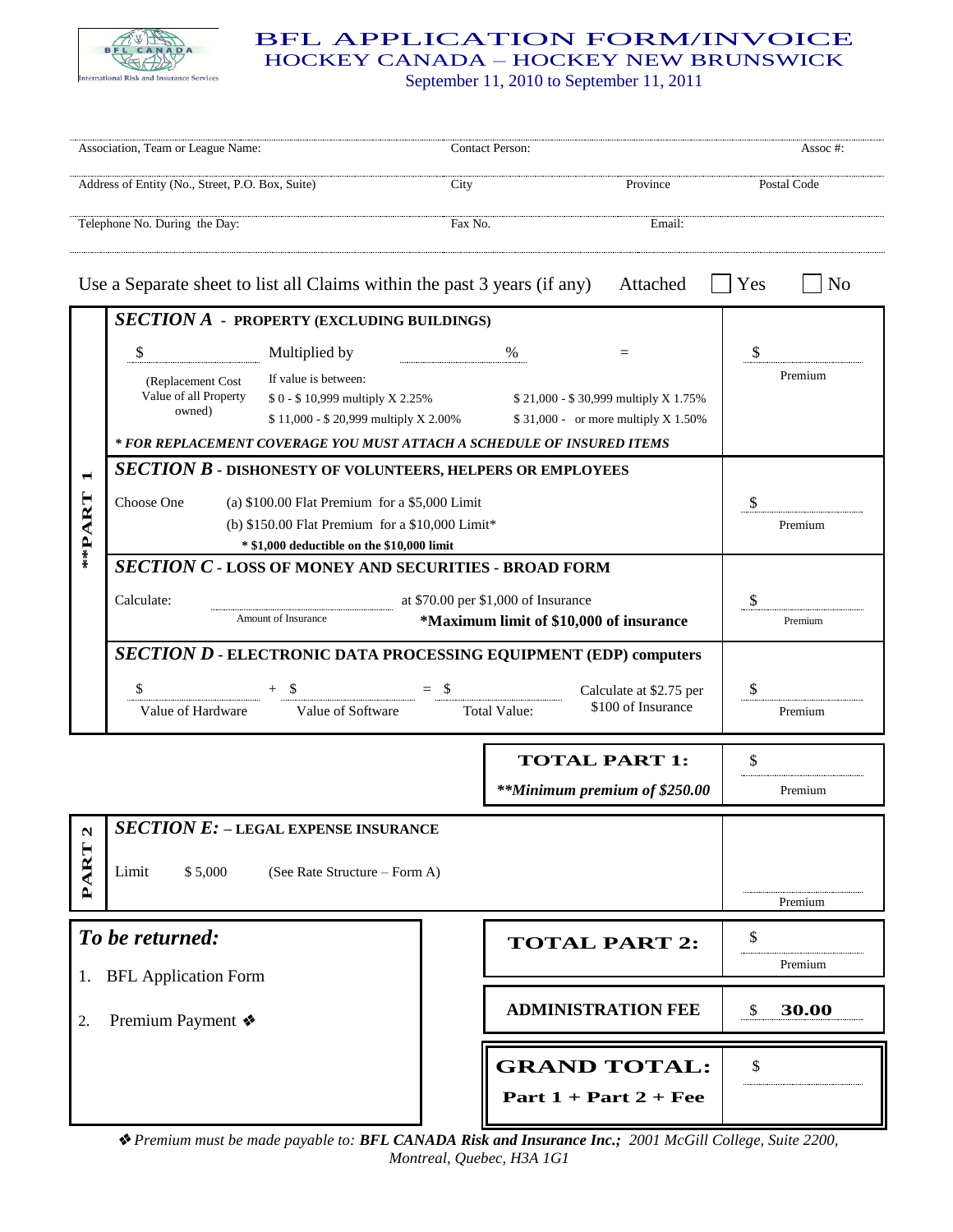# BFL APPLICATION FORM/INVOICE
## HOCKEY CANADA – HOCKEY NEW BRUNSWICK
September 11, 2010 to September 11, 2011

| Association, Team or League Name: | Contact Person: | | Assoc #: |
|---|---|---|---|
| Address of Entity (No., Street, P.O. Box, Suite) | City | Province | Postal Code |
| Telephone No. During the Day: | Fax No. | Email: | |

Use a Separate sheet to list all Claims within the past 3 years (if any) Attached ☐ Yes ☐ No

## **PART 1

### SECTION A - PROPERTY (EXCLUDING BUILDINGS)

$ ________ Multiplied by ________ % = $ ________ Premium

(Replacement Cost Value of all Property owned)

If value is between:
- $ 0 - $ 10,999 multiply X 2.25%
- $ 11,000 - $ 20,999 multiply X 2.00%
- $ 21,000 - $ 30,999 multiply X 1.75%
- $ 31,000 - or more multiply X 1.50%

*** FOR REPLACEMENT COVERAGE YOU MUST ATTACH A SCHEDULE OF INSURED ITEMS***

### SECTION B - DISHONESTY OF VOLUNTEERS, HELPERS OR EMPLOYEES

Choose One
- (a) $100.00 Flat Premium for a $5,000 Limit
- (b) $150.00 Flat Premium for a $10,000 Limit*

**\* $1,000 deductible on the $10,000 limit**

$ ________ Premium

### SECTION C - LOSS OF MONEY AND SECURITIES - BROAD FORM

Calculate: ________ (Amount of Insurance) at $70.00 per $1,000 of Insurance

***Maximum limit of $10,000 of insurance**

$ ________ Premium

### SECTION D - ELECTRONIC DATA PROCESSING EQUIPMENT (EDP) computers

$ ________ (Value of Hardware) + $ ________ (Value of Software) = $ ________ (Total Value:) Calculate at $2.75 per $100 of Insurance

$ ________ Premium

| **TOTAL PART 1:** ***\*\*Minimum premium of $250.00*** | $ ________ Premium |
|---|---|

## PART 2

### SECTION E: – LEGAL EXPENSE INSURANCE

Limit $ 5,000 (See Rate Structure – Form A)

________ Premium

### To be returned:

1. BFL Application Form
2. Premium Payment ❖

| | |
|---|---|
| **TOTAL PART 2:** | $ ________ Premium |
| **ADMINISTRATION FEE** | $ **30.00** |
| **GRAND TOTAL:** **Part 1 + Part 2 + Fee** | $ ________ |

❖ *Premium must be made payable to:* ***BFL CANADA Risk and Insurance Inc.;*** *2001 McGill College, Suite 2200, Montreal, Quebec, H3A 1G1*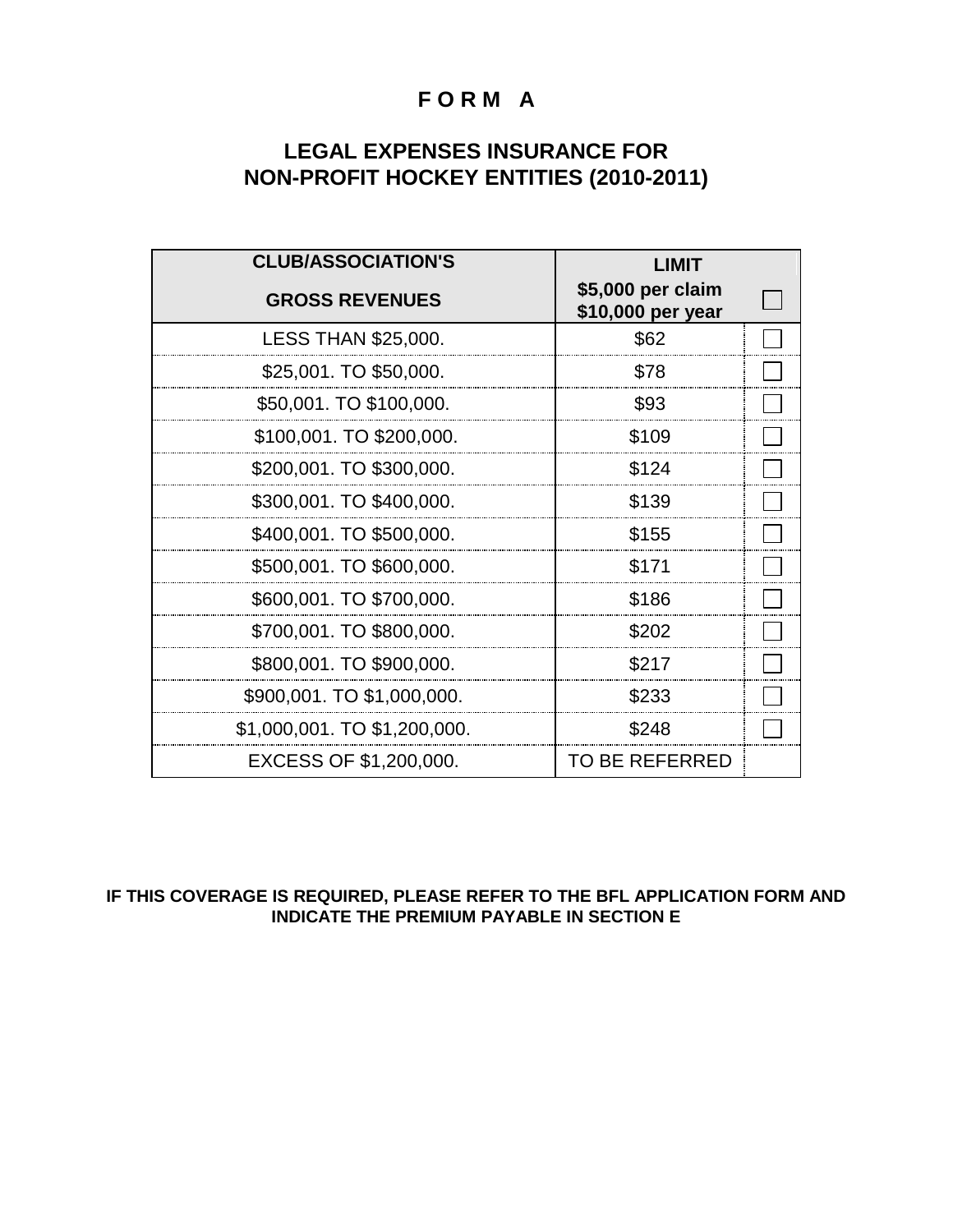# F O R M A

## LEGAL EXPENSES INSURANCE FOR NON-PROFIT HOCKEY ENTITIES (2010-2011)

| CLUB/ASSOCIATION'S GROSS REVENUES | LIMIT $5,000 per claim $10,000 per year | ☐ |
|---|---|---|
| LESS THAN $25,000. | $62 | ☐ |
| $25,001. TO $50,000. | $78 | ☐ |
| $50,001. TO $100,000. | $93 | ☐ |
| $100,001. TO $200,000. | $109 | ☐ |
| $200,001. TO $300,000. | $124 | ☐ |
| $300,001. TO $400,000. | $139 | ☐ |
| $400,001. TO $500,000. | $155 | ☐ |
| $500,001. TO $600,000. | $171 | ☐ |
| $600,001. TO $700,000. | $186 | ☐ |
| $700,001. TO $800,000. | $202 | ☐ |
| $800,001. TO $900,000. | $217 | ☐ |
| $900,001. TO $1,000,000. | $233 | ☐ |
| $1,000,001. TO $1,200,000. | $248 | ☐ |
| EXCESS OF $1,200,000. | TO BE REFERRED | |

**IF THIS COVERAGE IS REQUIRED, PLEASE REFER TO THE BFL APPLICATION FORM AND INDICATE THE PREMIUM PAYABLE IN SECTION E**